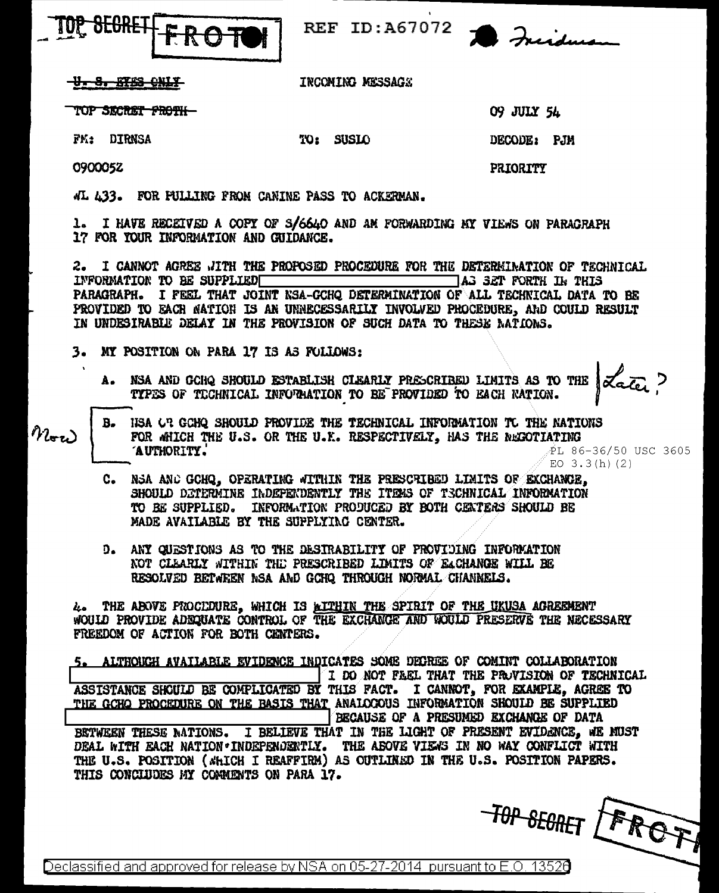TOP SECRET FROTH REF ID:A67072 Friedman

~~U. S. EYES ONLY~~ INCOMING MESSAGE

~~TOP SECRET FROTH~~ 09 JULY 54

FM: DIRNSA TO: SUSLO DECODE: PJM

090005Z PRIORITY

WL 433. FOR PULLING FROM CANINE PASS TO ACKERMAN.

1. I HAVE RECEIVED A COPY OF S/6640 AND AM FORWARDING MY VIEWS ON PARAGRAPH 17 FOR YOUR INFORMATION AND GUIDANCE.

2. I CANNOT AGREE WITH THE PROPOSED PROCEDURE FOR THE DETERMINATION OF TECHNICAL INFORMATION TO BE SUPPLIED [REDACTED] AS SET FORTH IN THIS PARAGRAPH. I FEEL THAT JOINT NSA-GCHQ DETERMINATION OF ALL TECHNICAL DATA TO BE PROVIDED TO EACH NATION IS AN UNNECESSARILY INVOLVED PROCEDURE, AND COULD RESULT IN UNDESIRABLE DELAY IN THE PROVISION OF SUCH DATA TO THESE NATIONS.

3. MY POSITION ON PARA 17 IS AS FOLLOWS:

A. NSA AND GCHQ SHOULD ESTABLISH CLEARLY PRESCRIBED LIMITS AS TO THE TYPES OF TECHNICAL INFORMATION TO BE PROVIDED TO EACH NATION. *Later?*

B. NSA OR GCHQ SHOULD PROVIDE THE TECHNICAL INFORMATION TO THE NATIONS FOR WHICH THE U.S. OR THE U.K. RESPECTIVELY, HAS THE NEGOTIATING AUTHORITY. *Now*

PL 86-36/50 USC 3605
EO 3.3(h)(2)

C. NSA AND GCHQ, OPERATING WITHIN THE PRESCRIBED LIMITS OF EXCHANGE, SHOULD DETERMINE INDEPENDENTLY THE ITEMS OF TECHNICAL INFORMATION TO BE SUPPLIED. INFORMATION PRODUCED BY BOTH CENTERS SHOULD BE MADE AVAILABLE BY THE SUPPLYING CENTER.

D. ANY QUESTIONS AS TO THE DESIRABILITY OF PROVIDING INFORMATION NOT CLEARLY WITHIN THE PRESCRIBED LIMITS OF EXCHANGE WILL BE RESOLVED BETWEEN NSA AND GCHQ THROUGH NORMAL CHANNELS.

4. THE ABOVE PROCEDURE, WHICH IS WITHIN THE SPIRIT OF THE UKUSA AGREEMENT WOULD PROVIDE ADEQUATE CONTROL OF THE EXCHANGE AND WOULD PRESERVE THE NECESSARY FREEDOM OF ACTION FOR BOTH CENTERS.

5. ALTHOUGH AVAILABLE EVIDENCE INDICATES SOME DEGREE OF COMINT COLLABORATION [REDACTED] I DO NOT FEEL THAT THE PROVISION OF TECHNICAL ASSISTANCE SHOULD BE COMPLICATED BY THIS FACT. I CANNOT, FOR EXAMPLE, AGREE TO THE GCHQ PROCEDURE ON THE BASIS THAT ANALOGOUS INFORMATION SHOULD BE SUPPLIED [REDACTED] BECAUSE OF A PRESUMED EXCHANGE OF DATA BETWEEN THESE NATIONS. I BELIEVE THAT IN THE LIGHT OF PRESENT EVIDENCE, WE MUST DEAL WITH EACH NATION INDEPENDENTLY. THE ABOVE VIEWS IN NO WAY CONFLICT WITH THE U.S. POSITION (WHICH I REAFFIRM) AS OUTLINED IN THE U.S. POSITION PAPERS. THIS CONCLUDES MY COMMENTS ON PARA 17.

TOP SECRET FROTH

Declassified and approved for release by NSA on 05-27-2014 pursuant to E.O. 13526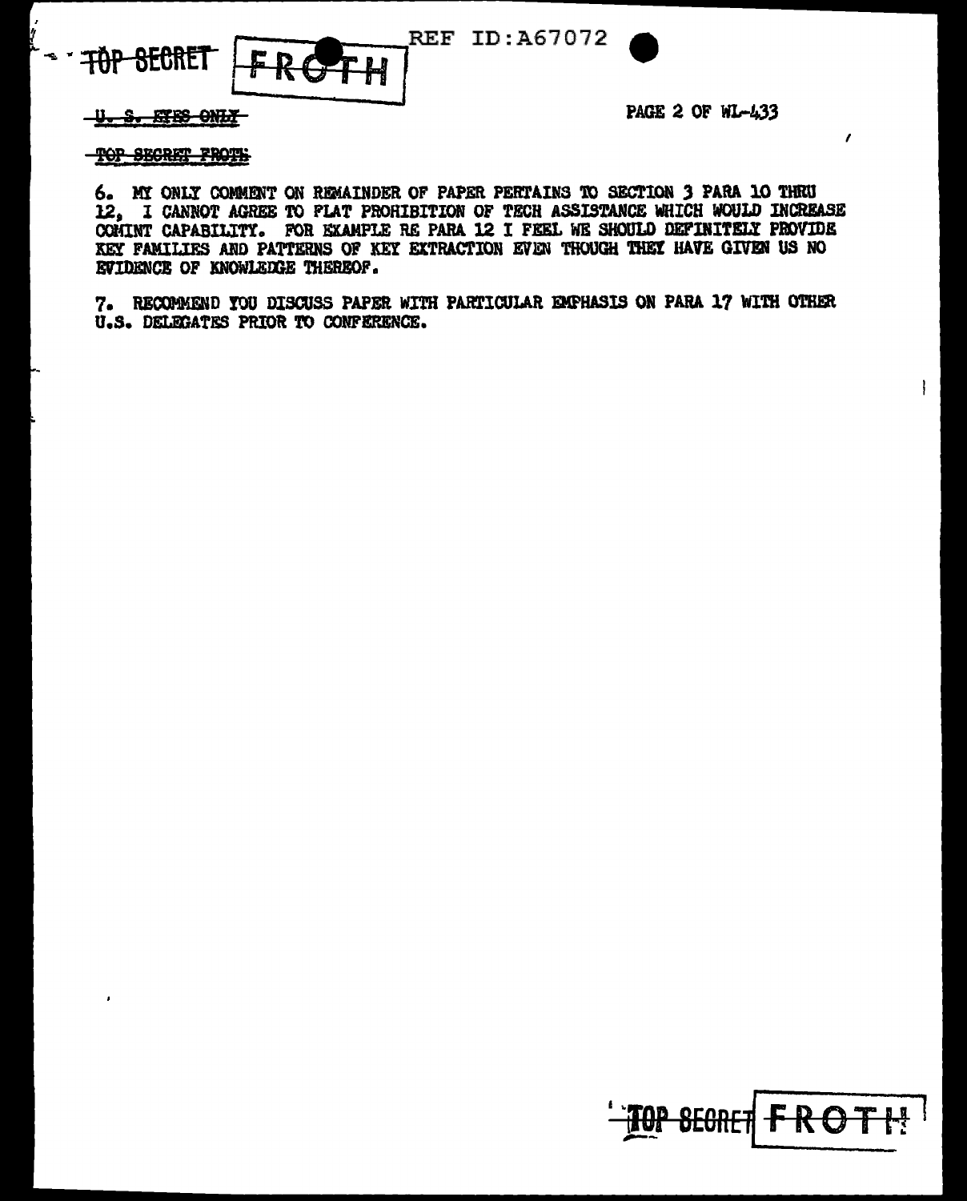TOP SECRET FROTH

~~U. S. EYES ONLY~~

~~TOP SECRET FROTH~~

6. MY ONLY COMMENT ON REMAINDER OF PAPER PERTAINS TO SECTION 3 PARA 10 THRU 12, I CANNOT AGREE TO FLAT PROHIBITION OF TECH ASSISTANCE WHICH WOULD INCREASE COMINT CAPABILITY. FOR EXAMPLE RE PARA 12 I FEEL WE SHOULD DEFINITELY PROVIDE KEY FAMILIES AND PATTERNS OF KEY EXTRACTION EVEN THOUGH THEY HAVE GIVEN US NO EVIDENCE OF KNOWLEDGE THEREOF.

7. RECOMMEND YOU DISCUSS PAPER WITH PARTICULAR EMPHASIS ON PARA 17 WITH OTHER U.S. DELEGATES PRIOR TO CONFERENCE.

TOP SECRET FROTH